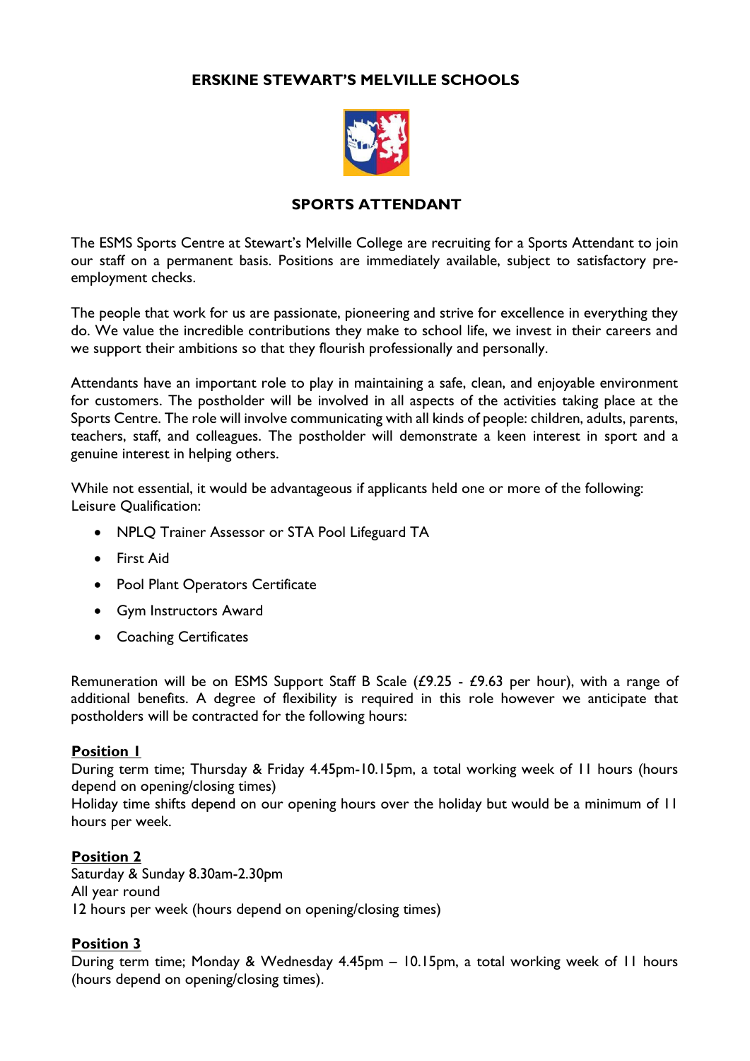# ERSKINE STEWART'S MELVILLE SCHOOLS

## SPORTS ATTENDANT

The ESMS Sports Centre at Stewart's Melville College are recruiting for a Sports Attendant to join our staff on a permanent basis. Positions are immediately available, subject to satisfactory pre-employment checks.

The people that work for us are passionate, pioneering and strive for excellence in everything they do. We value the incredible contributions they make to school life, we invest in their careers and we support their ambitions so that they flourish professionally and personally.

Attendants have an important role to play in maintaining a safe, clean, and enjoyable environment for customers. The postholder will be involved in all aspects of the activities taking place at the Sports Centre. The role will involve communicating with all kinds of people: children, adults, parents, teachers, staff, and colleagues. The postholder will demonstrate a keen interest in sport and a genuine interest in helping others.

While not essential, it would be advantageous if applicants held one or more of the following: Leisure Qualification:

- NPLQ Trainer Assessor or STA Pool Lifeguard TA
- First Aid
- Pool Plant Operators Certificate
- Gym Instructors Award
- Coaching Certificates

Remuneration will be on ESMS Support Staff B Scale (£9.25 - £9.63 per hour), with a range of additional benefits. A degree of flexibility is required in this role however we anticipate that postholders will be contracted for the following hours:

**Position 1**
During term time; Thursday & Friday 4.45pm-10.15pm, a total working week of 11 hours (hours depend on opening/closing times)
Holiday time shifts depend on our opening hours over the holiday but would be a minimum of 11 hours per week.

**Position 2**
Saturday & Sunday 8.30am-2.30pm
All year round
12 hours per week (hours depend on opening/closing times)

**Position 3**
During term time; Monday & Wednesday 4.45pm – 10.15pm, a total working week of 11 hours (hours depend on opening/closing times).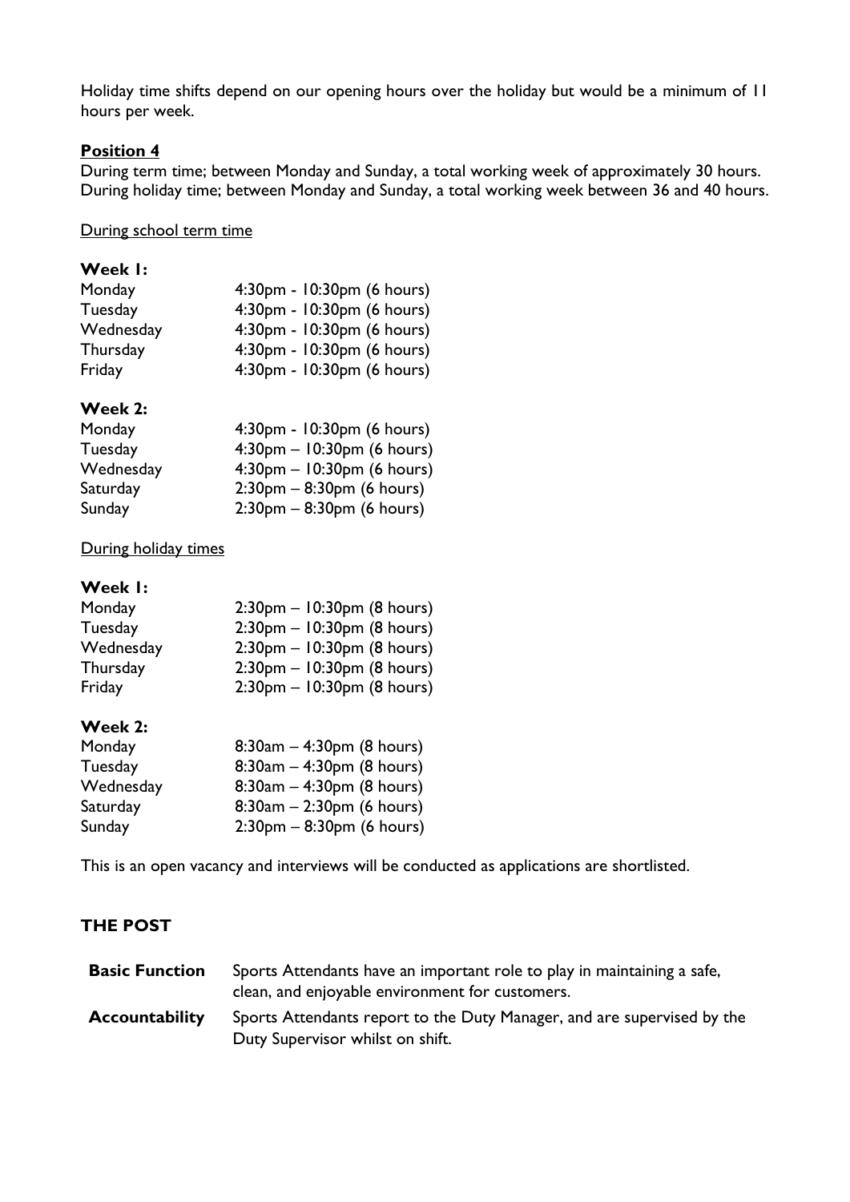Holiday time shifts depend on our opening hours over the holiday but would be a minimum of 11 hours per week.

**Position 4**

During term time; between Monday and Sunday, a total working week of approximately 30 hours.
During holiday time; between Monday and Sunday, a total working week between 36 and 40 hours.

During school term time

**Week 1:**

| | |
|---|---|
| Monday | 4:30pm - 10:30pm (6 hours) |
| Tuesday | 4:30pm - 10:30pm (6 hours) |
| Wednesday | 4:30pm - 10:30pm (6 hours) |
| Thursday | 4:30pm - 10:30pm (6 hours) |
| Friday | 4:30pm - 10:30pm (6 hours) |

**Week 2:**

| | |
|---|---|
| Monday | 4:30pm - 10:30pm (6 hours) |
| Tuesday | 4:30pm – 10:30pm (6 hours) |
| Wednesday | 4:30pm – 10:30pm (6 hours) |
| Saturday | 2:30pm – 8:30pm (6 hours) |
| Sunday | 2:30pm – 8:30pm (6 hours) |

During holiday times

**Week 1:**

| | |
|---|---|
| Monday | 2:30pm – 10:30pm (8 hours) |
| Tuesday | 2:30pm – 10:30pm (8 hours) |
| Wednesday | 2:30pm – 10:30pm (8 hours) |
| Thursday | 2:30pm – 10:30pm (8 hours) |
| Friday | 2:30pm – 10:30pm (8 hours) |

**Week 2:**

| | |
|---|---|
| Monday | 8:30am – 4:30pm (8 hours) |
| Tuesday | 8:30am – 4:30pm (8 hours) |
| Wednesday | 8:30am – 4:30pm (8 hours) |
| Saturday | 8:30am – 2:30pm (6 hours) |
| Sunday | 2:30pm – 8:30pm (6 hours) |

This is an open vacancy and interviews will be conducted as applications are shortlisted.

## THE POST

| | |
|---|---|
| **Basic Function** | Sports Attendants have an important role to play in maintaining a safe, clean, and enjoyable environment for customers. |
| **Accountability** | Sports Attendants report to the Duty Manager, and are supervised by the Duty Supervisor whilst on shift. |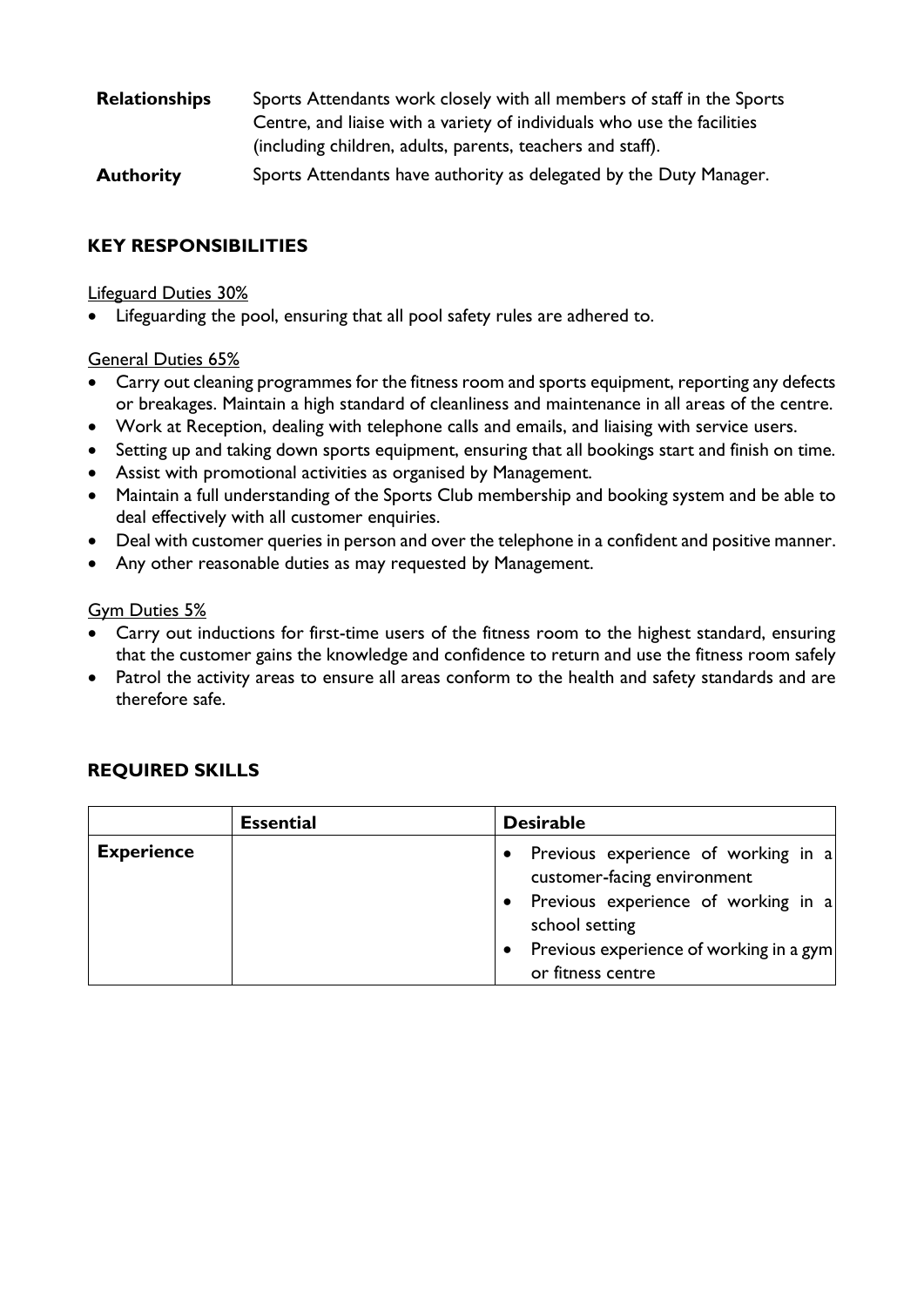| | |
|---|---|
| **Relationships** | Sports Attendants work closely with all members of staff in the Sports Centre, and liaise with a variety of individuals who use the facilities (including children, adults, parents, teachers and staff). |
| **Authority** | Sports Attendants have authority as delegated by the Duty Manager. |

## KEY RESPONSIBILITIES

<u>Lifeguard Duties 30%</u>

- Lifeguarding the pool, ensuring that all pool safety rules are adhered to.

<u>General Duties 65%</u>

- Carry out cleaning programmes for the fitness room and sports equipment, reporting any defects or breakages. Maintain a high standard of cleanliness and maintenance in all areas of the centre.
- Work at Reception, dealing with telephone calls and emails, and liaising with service users.
- Setting up and taking down sports equipment, ensuring that all bookings start and finish on time.
- Assist with promotional activities as organised by Management.
- Maintain a full understanding of the Sports Club membership and booking system and be able to deal effectively with all customer enquiries.
- Deal with customer queries in person and over the telephone in a confident and positive manner.
- Any other reasonable duties as may requested by Management.

<u>Gym Duties 5%</u>

- Carry out inductions for first-time users of the fitness room to the highest standard, ensuring that the customer gains the knowledge and confidence to return and use the fitness room safely
- Patrol the activity areas to ensure all areas conform to the health and safety standards and are therefore safe.

## REQUIRED SKILLS

| | **Essential** | **Desirable** |
|---|---|---|
| **Experience** | | • Previous experience of working in a customer-facing environment<br>• Previous experience of working in a school setting<br>• Previous experience of working in a gym or fitness centre |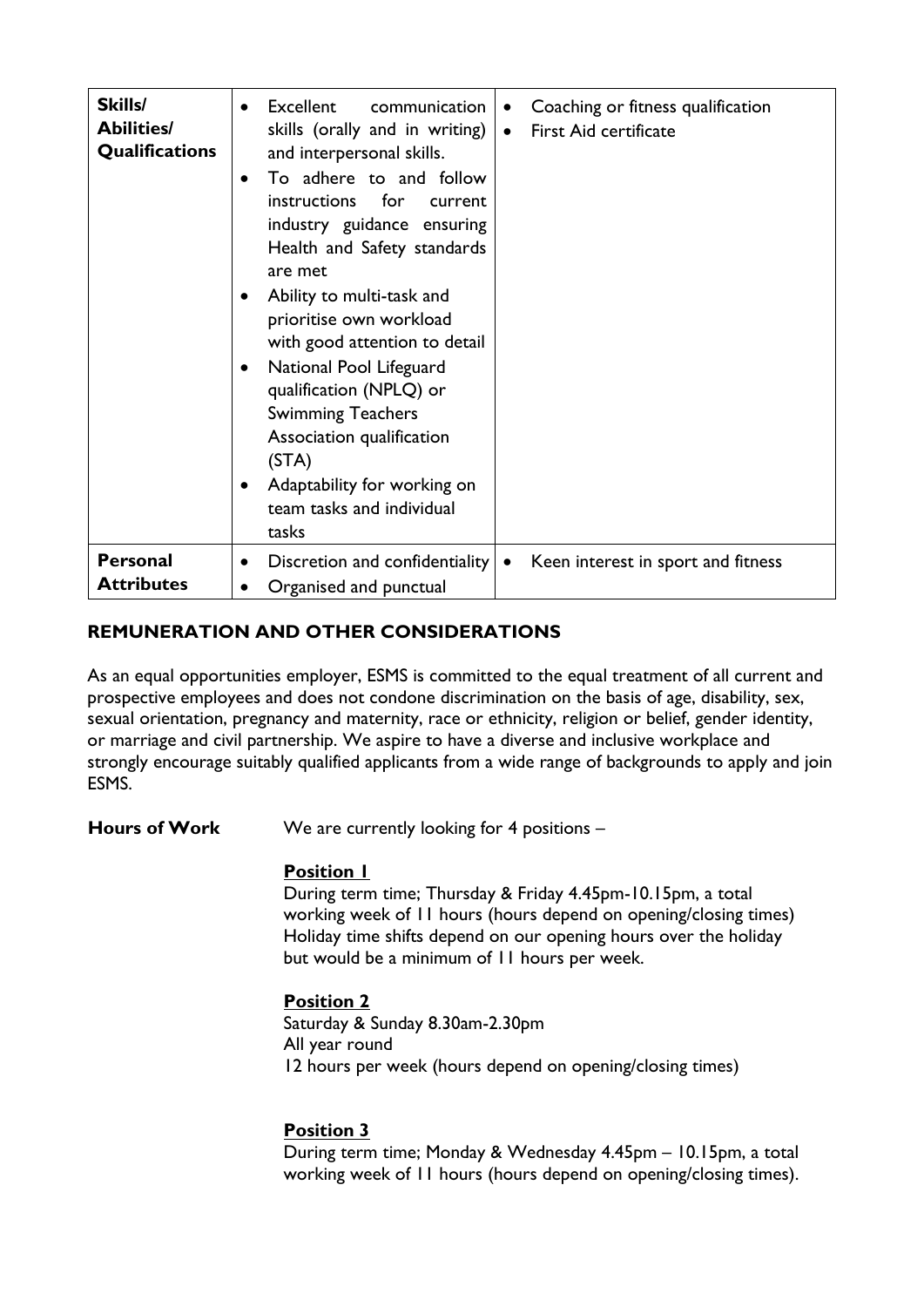| | | |
|---|---|---|
| **Skills/ Abilities/ Qualifications** | • Excellent communication skills (orally and in writing) and interpersonal skills.<br>• To adhere to and follow instructions for current industry guidance ensuring Health and Safety standards are met<br>• Ability to multi-task and prioritise own workload with good attention to detail<br>• National Pool Lifeguard qualification (NPLQ) or Swimming Teachers Association qualification (STA)<br>• Adaptability for working on team tasks and individual tasks | • Coaching or fitness qualification<br>• First Aid certificate |
| **Personal Attributes** | • Discretion and confidentiality<br>• Organised and punctual | • Keen interest in sport and fitness |

## REMUNERATION AND OTHER CONSIDERATIONS

As an equal opportunities employer, ESMS is committed to the equal treatment of all current and prospective employees and does not condone discrimination on the basis of age, disability, sex, sexual orientation, pregnancy and maternity, race or ethnicity, religion or belief, gender identity, or marriage and civil partnership. We aspire to have a diverse and inclusive workplace and strongly encourage suitably qualified applicants from a wide range of backgrounds to apply and join ESMS.

**Hours of Work** We are currently looking for 4 positions –

**Position 1**
During term time; Thursday & Friday 4.45pm-10.15pm, a total working week of 11 hours (hours depend on opening/closing times) Holiday time shifts depend on our opening hours over the holiday but would be a minimum of 11 hours per week.

**Position 2**
Saturday & Sunday 8.30am-2.30pm
All year round
12 hours per week (hours depend on opening/closing times)

**Position 3**
During term time; Monday & Wednesday 4.45pm – 10.15pm, a total working week of 11 hours (hours depend on opening/closing times).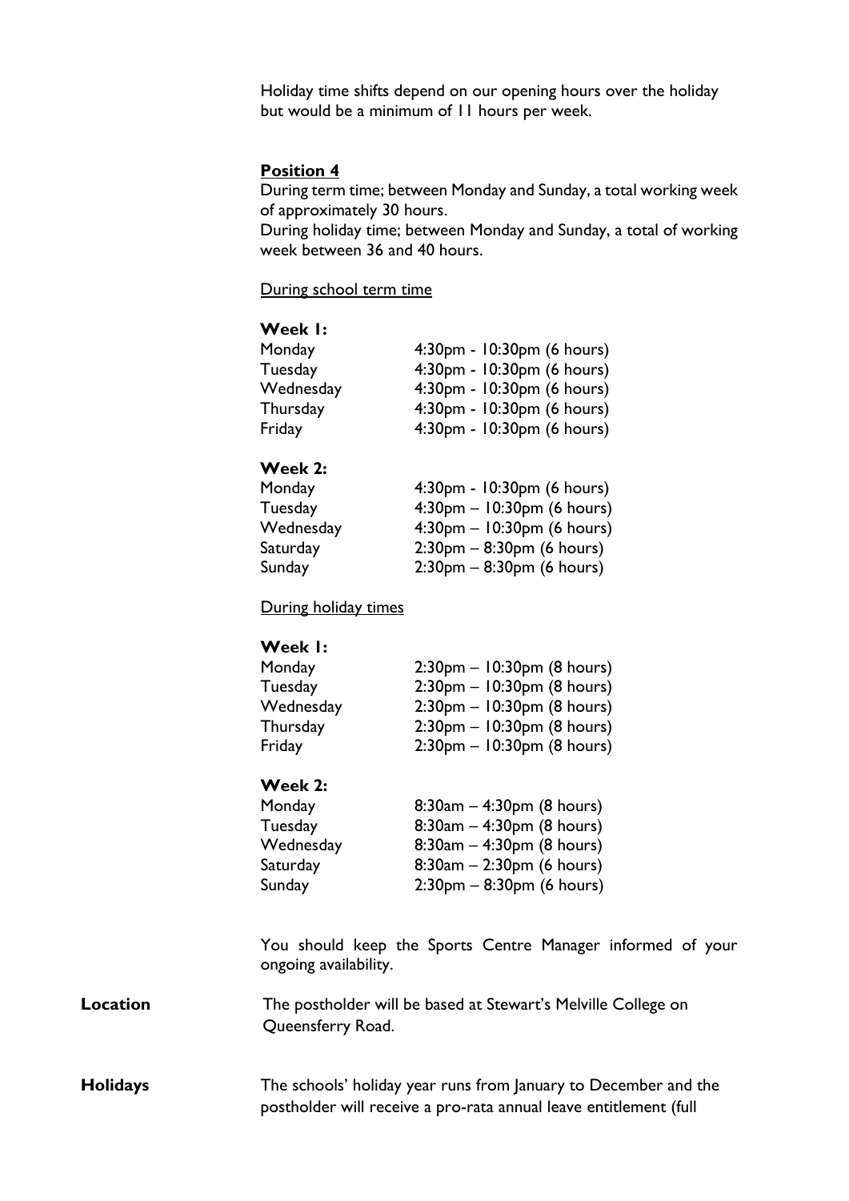Holiday time shifts depend on our opening hours over the holiday but would be a minimum of 11 hours per week.

**Position 4**

During term time; between Monday and Sunday, a total working week of approximately 30 hours.
During holiday time; between Monday and Sunday, a total of working week between 36 and 40 hours.

During school term time

**Week 1:**

| | |
|---|---|
| Monday | 4:30pm - 10:30pm (6 hours) |
| Tuesday | 4:30pm - 10:30pm (6 hours) |
| Wednesday | 4:30pm - 10:30pm (6 hours) |
| Thursday | 4:30pm - 10:30pm (6 hours) |
| Friday | 4:30pm - 10:30pm (6 hours) |

**Week 2:**

| | |
|---|---|
| Monday | 4:30pm - 10:30pm (6 hours) |
| Tuesday | 4:30pm – 10:30pm (6 hours) |
| Wednesday | 4:30pm – 10:30pm (6 hours) |
| Saturday | 2:30pm – 8:30pm (6 hours) |
| Sunday | 2:30pm – 8:30pm (6 hours) |

During holiday times

**Week 1:**

| | |
|---|---|
| Monday | 2:30pm – 10:30pm (8 hours) |
| Tuesday | 2:30pm – 10:30pm (8 hours) |
| Wednesday | 2:30pm – 10:30pm (8 hours) |
| Thursday | 2:30pm – 10:30pm (8 hours) |
| Friday | 2:30pm – 10:30pm (8 hours) |

**Week 2:**

| | |
|---|---|
| Monday | 8:30am – 4:30pm (8 hours) |
| Tuesday | 8:30am – 4:30pm (8 hours) |
| Wednesday | 8:30am – 4:30pm (8 hours) |
| Saturday | 8:30am – 2:30pm (6 hours) |
| Sunday | 2:30pm – 8:30pm (6 hours) |

You should keep the Sports Centre Manager informed of your ongoing availability.

**Location**

The postholder will be based at Stewart's Melville College on Queensferry Road.

**Holidays**

The schools' holiday year runs from January to December and the postholder will receive a pro-rata annual leave entitlement (full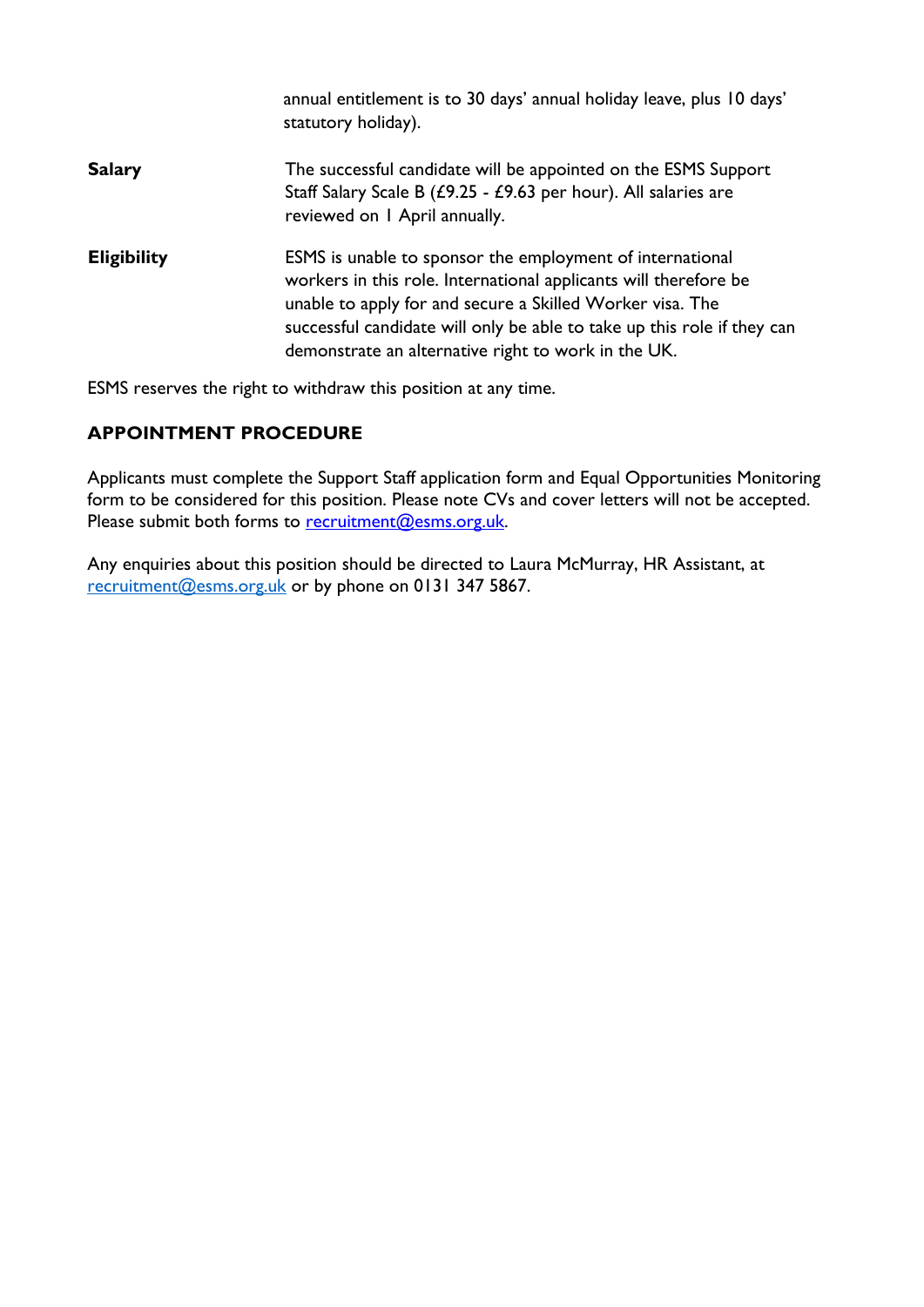annual entitlement is to 30 days' annual holiday leave, plus 10 days' statutory holiday).

| | |
|---|---|
| **Salary** | The successful candidate will be appointed on the ESMS Support Staff Salary Scale B (£9.25 - £9.63 per hour). All salaries are reviewed on 1 April annually. |
| **Eligibility** | ESMS is unable to sponsor the employment of international workers in this role. International applicants will therefore be unable to apply for and secure a Skilled Worker visa. The successful candidate will only be able to take up this role if they can demonstrate an alternative right to work in the UK. |

ESMS reserves the right to withdraw this position at any time.

## APPOINTMENT PROCEDURE

Applicants must complete the Support Staff application form and Equal Opportunities Monitoring form to be considered for this position. Please note CVs and cover letters will not be accepted. Please submit both forms to recruitment@esms.org.uk.

Any enquiries about this position should be directed to Laura McMurray, HR Assistant, at recruitment@esms.org.uk or by phone on 0131 347 5867.